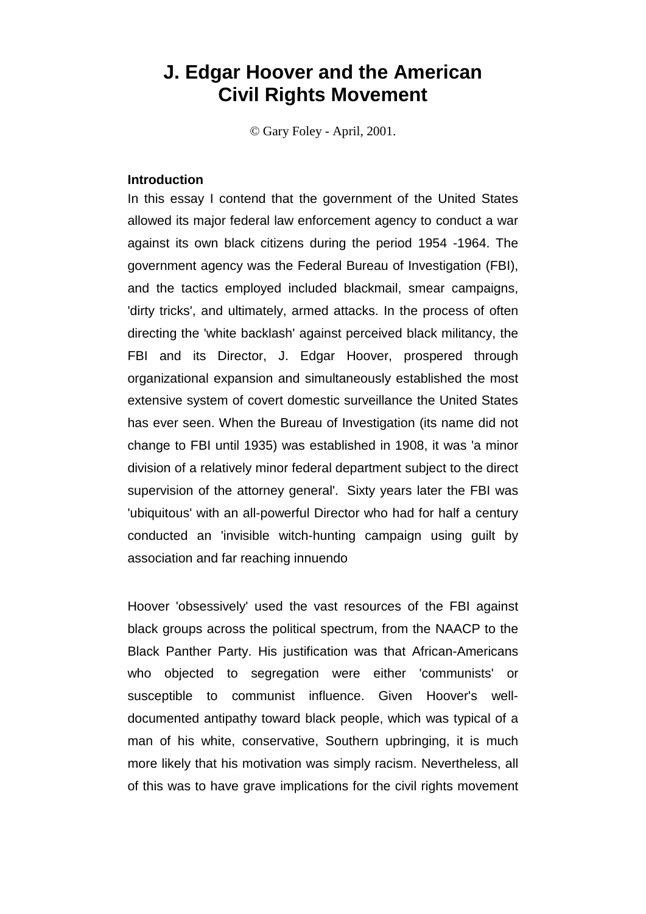# J. Edgar Hoover and the American Civil Rights Movement

© Gary Foley - April, 2001.

**Introduction**

In this essay I contend that the government of the United States allowed its major federal law enforcement agency to conduct a war against its own black citizens during the period 1954 -1964. The government agency was the Federal Bureau of Investigation (FBI), and the tactics employed included blackmail, smear campaigns, 'dirty tricks', and ultimately, armed attacks. In the process of often directing the 'white backlash' against perceived black militancy, the FBI and its Director, J. Edgar Hoover, prospered through organizational expansion and simultaneously established the most extensive system of covert domestic surveillance the United States has ever seen. When the Bureau of Investigation (its name did not change to FBI until 1935) was established in 1908, it was 'a minor division of a relatively minor federal department subject to the direct supervision of the attorney general'. Sixty years later the FBI was 'ubiquitous' with an all-powerful Director who had for half a century conducted an 'invisible witch-hunting campaign using guilt by association and far reaching innuendo

Hoover 'obsessively' used the vast resources of the FBI against black groups across the political spectrum, from the NAACP to the Black Panther Party. His justification was that African-Americans who objected to segregation were either 'communists' or susceptible to communist influence. Given Hoover's well-documented antipathy toward black people, which was typical of a man of his white, conservative, Southern upbringing, it is much more likely that his motivation was simply racism. Nevertheless, all of this was to have grave implications for the civil rights movement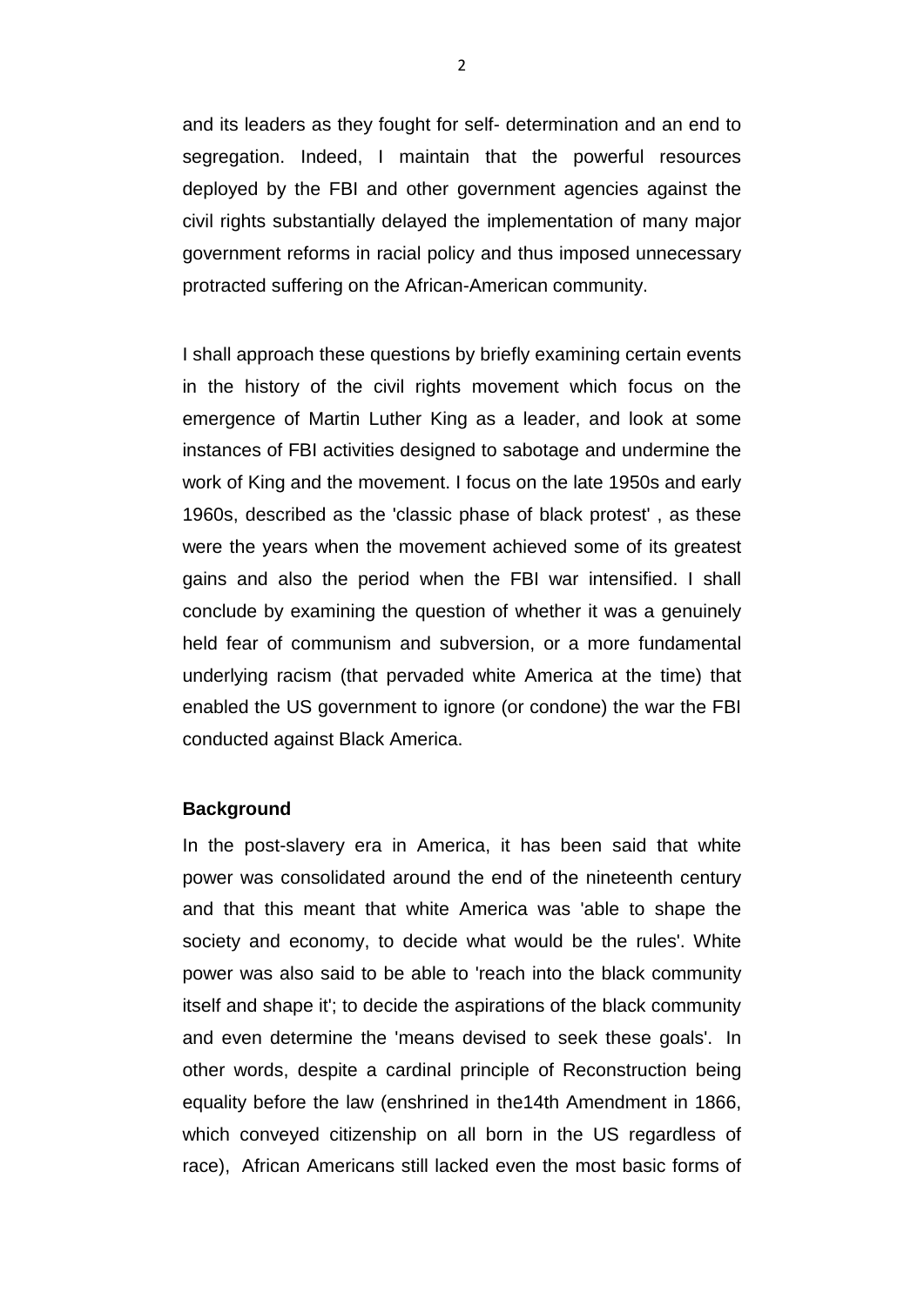and its leaders as they fought for self- determination and an end to segregation. Indeed, I maintain that the powerful resources deployed by the FBI and other government agencies against the civil rights substantially delayed the implementation of many major government reforms in racial policy and thus imposed unnecessary protracted suffering on the African-American community.

I shall approach these questions by briefly examining certain events in the history of the civil rights movement which focus on the emergence of Martin Luther King as a leader, and look at some instances of FBI activities designed to sabotage and undermine the work of King and the movement. I focus on the late 1950s and early 1960s, described as the 'classic phase of black protest' , as these were the years when the movement achieved some of its greatest gains and also the period when the FBI war intensified. I shall conclude by examining the question of whether it was a genuinely held fear of communism and subversion, or a more fundamental underlying racism (that pervaded white America at the time) that enabled the US government to ignore (or condone) the war the FBI conducted against Black America.

**Background**

In the post-slavery era in America, it has been said that white power was consolidated around the end of the nineteenth century and that this meant that white America was 'able to shape the society and economy, to decide what would be the rules'. White power was also said to be able to 'reach into the black community itself and shape it'; to decide the aspirations of the black community and even determine the 'means devised to seek these goals'. In other words, despite a cardinal principle of Reconstruction being equality before the law (enshrined in the14th Amendment in 1866, which conveyed citizenship on all born in the US regardless of race), African Americans still lacked even the most basic forms of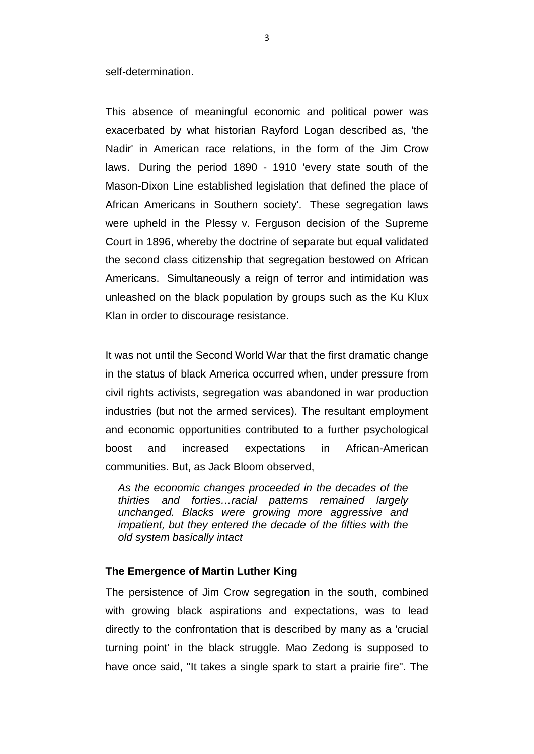self-determination.

This absence of meaningful economic and political power was exacerbated by what historian Rayford Logan described as, 'the Nadir' in American race relations, in the form of the Jim Crow laws. During the period 1890 - 1910 'every state south of the Mason-Dixon Line established legislation that defined the place of African Americans in Southern society'. These segregation laws were upheld in the Plessy v. Ferguson decision of the Supreme Court in 1896, whereby the doctrine of separate but equal validated the second class citizenship that segregation bestowed on African Americans. Simultaneously a reign of terror and intimidation was unleashed on the black population by groups such as the Ku Klux Klan in order to discourage resistance.

It was not until the Second World War that the first dramatic change in the status of black America occurred when, under pressure from civil rights activists, segregation was abandoned in war production industries (but not the armed services). The resultant employment and economic opportunities contributed to a further psychological boost and increased expectations in African-American communities. But, as Jack Bloom observed,

> *As the economic changes proceeded in the decades of the thirties and forties…racial patterns remained largely unchanged. Blacks were growing more aggressive and impatient, but they entered the decade of the fifties with the old system basically intact*

### The Emergence of Martin Luther King

The persistence of Jim Crow segregation in the south, combined with growing black aspirations and expectations, was to lead directly to the confrontation that is described by many as a 'crucial turning point' in the black struggle. Mao Zedong is supposed to have once said, "It takes a single spark to start a prairie fire". The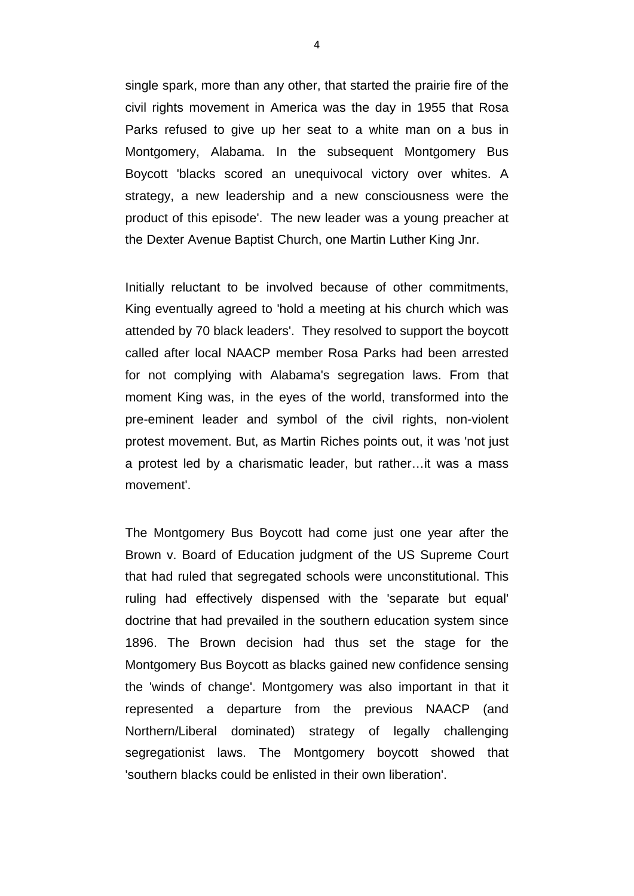single spark, more than any other, that started the prairie fire of the civil rights movement in America was the day in 1955 that Rosa Parks refused to give up her seat to a white man on a bus in Montgomery, Alabama. In the subsequent Montgomery Bus Boycott 'blacks scored an unequivocal victory over whites. A strategy, a new leadership and a new consciousness were the product of this episode'. The new leader was a young preacher at the Dexter Avenue Baptist Church, one Martin Luther King Jnr.

Initially reluctant to be involved because of other commitments, King eventually agreed to 'hold a meeting at his church which was attended by 70 black leaders'. They resolved to support the boycott called after local NAACP member Rosa Parks had been arrested for not complying with Alabama's segregation laws. From that moment King was, in the eyes of the world, transformed into the pre-eminent leader and symbol of the civil rights, non-violent protest movement. But, as Martin Riches points out, it was 'not just a protest led by a charismatic leader, but rather…it was a mass movement'.

The Montgomery Bus Boycott had come just one year after the Brown v. Board of Education judgment of the US Supreme Court that had ruled that segregated schools were unconstitutional. This ruling had effectively dispensed with the 'separate but equal' doctrine that had prevailed in the southern education system since 1896. The Brown decision had thus set the stage for the Montgomery Bus Boycott as blacks gained new confidence sensing the 'winds of change'. Montgomery was also important in that it represented a departure from the previous NAACP (and Northern/Liberal dominated) strategy of legally challenging segregationist laws. The Montgomery boycott showed that 'southern blacks could be enlisted in their own liberation'.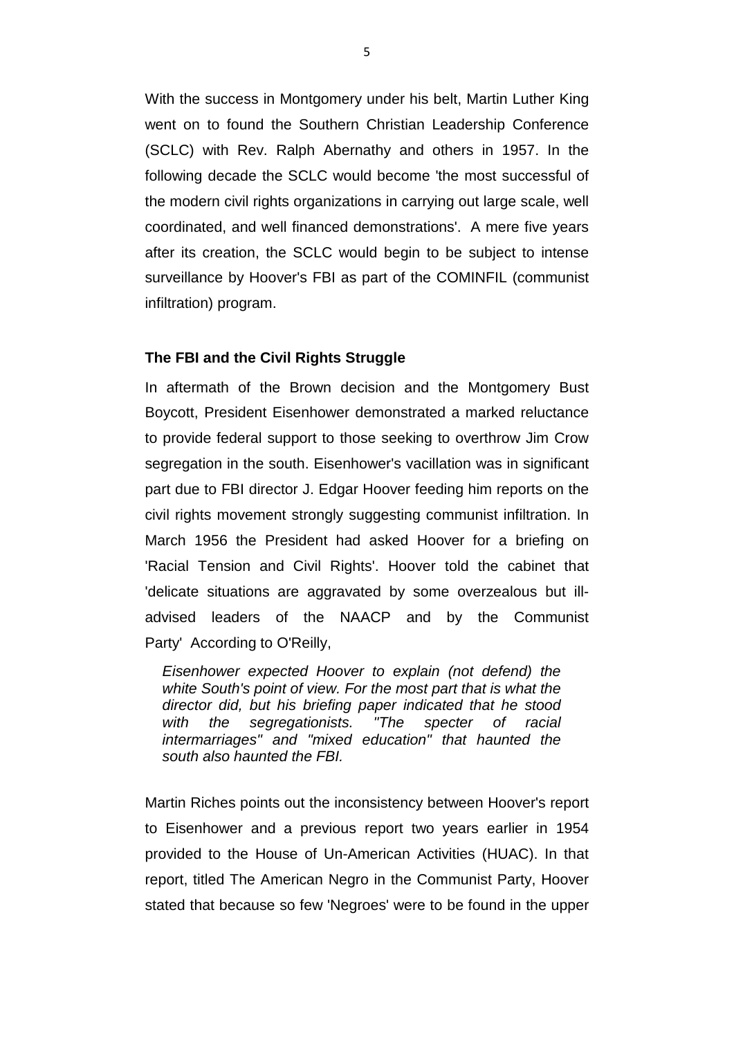With the success in Montgomery under his belt, Martin Luther King went on to found the Southern Christian Leadership Conference (SCLC) with Rev. Ralph Abernathy and others in 1957. In the following decade the SCLC would become 'the most successful of the modern civil rights organizations in carrying out large scale, well coordinated, and well financed demonstrations'. A mere five years after its creation, the SCLC would begin to be subject to intense surveillance by Hoover's FBI as part of the COMINFIL (communist infiltration) program.

### The FBI and the Civil Rights Struggle

In aftermath of the Brown decision and the Montgomery Bust Boycott, President Eisenhower demonstrated a marked reluctance to provide federal support to those seeking to overthrow Jim Crow segregation in the south. Eisenhower's vacillation was in significant part due to FBI director J. Edgar Hoover feeding him reports on the civil rights movement strongly suggesting communist infiltration. In March 1956 the President had asked Hoover for a briefing on 'Racial Tension and Civil Rights'. Hoover told the cabinet that 'delicate situations are aggravated by some overzealous but ill-advised leaders of the NAACP and by the Communist Party' According to O'Reilly,

> *Eisenhower expected Hoover to explain (not defend) the white South's point of view. For the most part that is what the director did, but his briefing paper indicated that he stood with the segregationists. "The specter of racial intermarriages" and "mixed education" that haunted the south also haunted the FBI.*

Martin Riches points out the inconsistency between Hoover's report to Eisenhower and a previous report two years earlier in 1954 provided to the House of Un-American Activities (HUAC). In that report, titled The American Negro in the Communist Party, Hoover stated that because so few 'Negroes' were to be found in the upper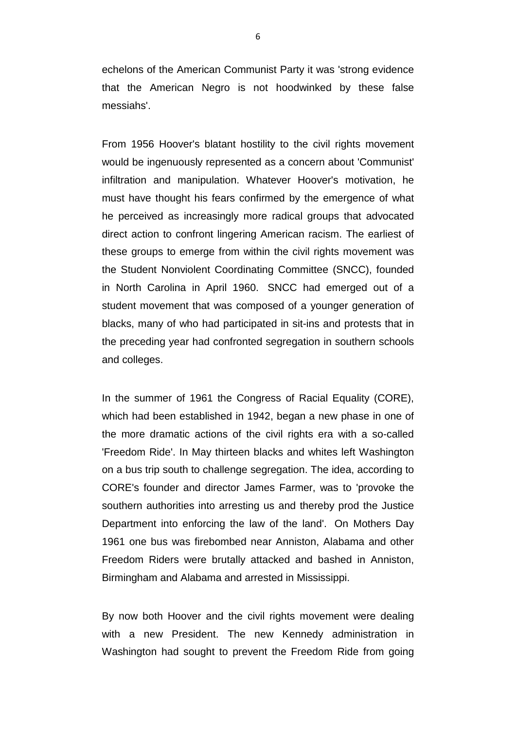echelons of the American Communist Party it was 'strong evidence that the American Negro is not hoodwinked by these false messiahs'.

From 1956 Hoover's blatant hostility to the civil rights movement would be ingenuously represented as a concern about 'Communist' infiltration and manipulation. Whatever Hoover's motivation, he must have thought his fears confirmed by the emergence of what he perceived as increasingly more radical groups that advocated direct action to confront lingering American racism. The earliest of these groups to emerge from within the civil rights movement was the Student Nonviolent Coordinating Committee (SNCC), founded in North Carolina in April 1960. SNCC had emerged out of a student movement that was composed of a younger generation of blacks, many of who had participated in sit-ins and protests that in the preceding year had confronted segregation in southern schools and colleges.

In the summer of 1961 the Congress of Racial Equality (CORE), which had been established in 1942, began a new phase in one of the more dramatic actions of the civil rights era with a so-called 'Freedom Ride'. In May thirteen blacks and whites left Washington on a bus trip south to challenge segregation. The idea, according to CORE's founder and director James Farmer, was to 'provoke the southern authorities into arresting us and thereby prod the Justice Department into enforcing the law of the land'. On Mothers Day 1961 one bus was firebombed near Anniston, Alabama and other Freedom Riders were brutally attacked and bashed in Anniston, Birmingham and Alabama and arrested in Mississippi.

By now both Hoover and the civil rights movement were dealing with a new President. The new Kennedy administration in Washington had sought to prevent the Freedom Ride from going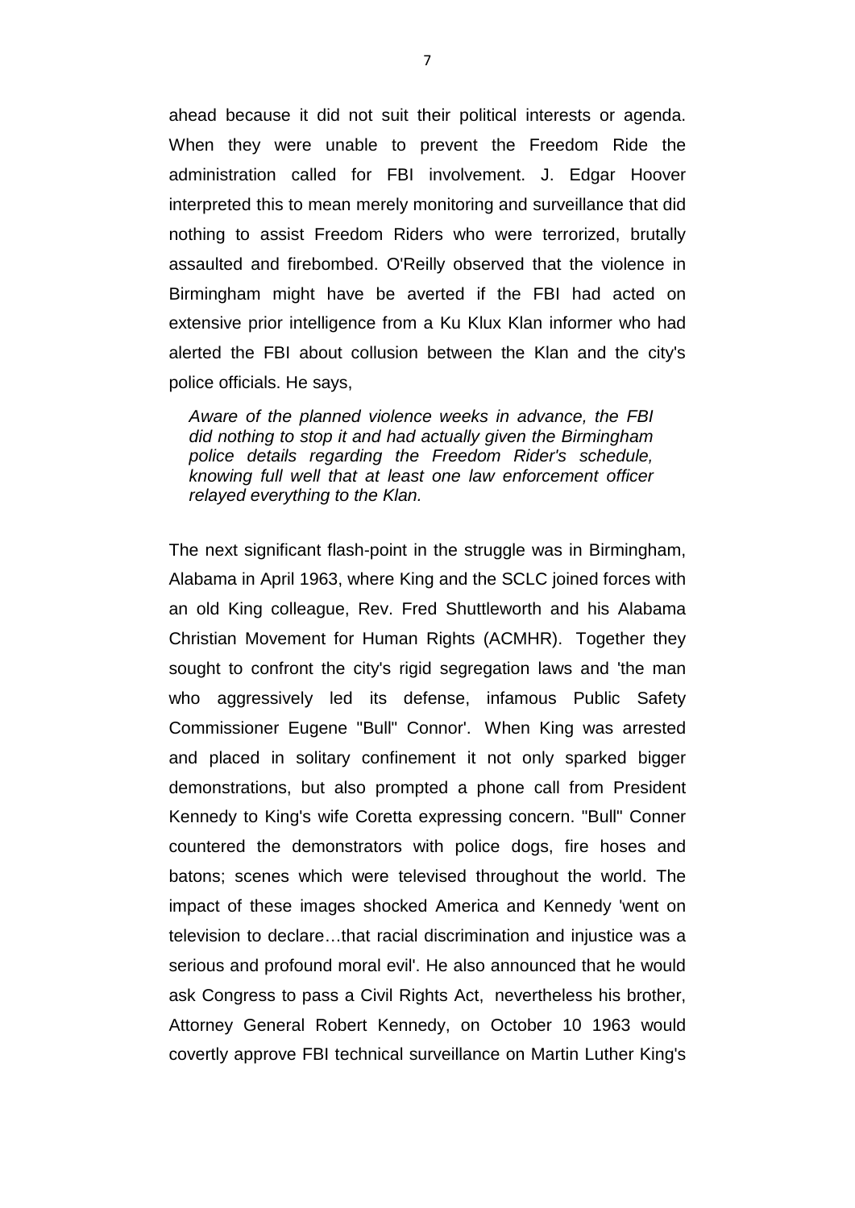ahead because it did not suit their political interests or agenda. When they were unable to prevent the Freedom Ride the administration called for FBI involvement. J. Edgar Hoover interpreted this to mean merely monitoring and surveillance that did nothing to assist Freedom Riders who were terrorized, brutally assaulted and firebombed. O'Reilly observed that the violence in Birmingham might have be averted if the FBI had acted on extensive prior intelligence from a Ku Klux Klan informer who had alerted the FBI about collusion between the Klan and the city's police officials. He says,

> *Aware of the planned violence weeks in advance, the FBI did nothing to stop it and had actually given the Birmingham police details regarding the Freedom Rider's schedule, knowing full well that at least one law enforcement officer relayed everything to the Klan.*

The next significant flash-point in the struggle was in Birmingham, Alabama in April 1963, where King and the SCLC joined forces with an old King colleague, Rev. Fred Shuttleworth and his Alabama Christian Movement for Human Rights (ACMHR). Together they sought to confront the city's rigid segregation laws and 'the man who aggressively led its defense, infamous Public Safety Commissioner Eugene "Bull" Connor'. When King was arrested and placed in solitary confinement it not only sparked bigger demonstrations, but also prompted a phone call from President Kennedy to King's wife Coretta expressing concern. "Bull" Conner countered the demonstrators with police dogs, fire hoses and batons; scenes which were televised throughout the world. The impact of these images shocked America and Kennedy 'went on television to declare…that racial discrimination and injustice was a serious and profound moral evil'. He also announced that he would ask Congress to pass a Civil Rights Act, nevertheless his brother, Attorney General Robert Kennedy, on October 10 1963 would covertly approve FBI technical surveillance on Martin Luther King's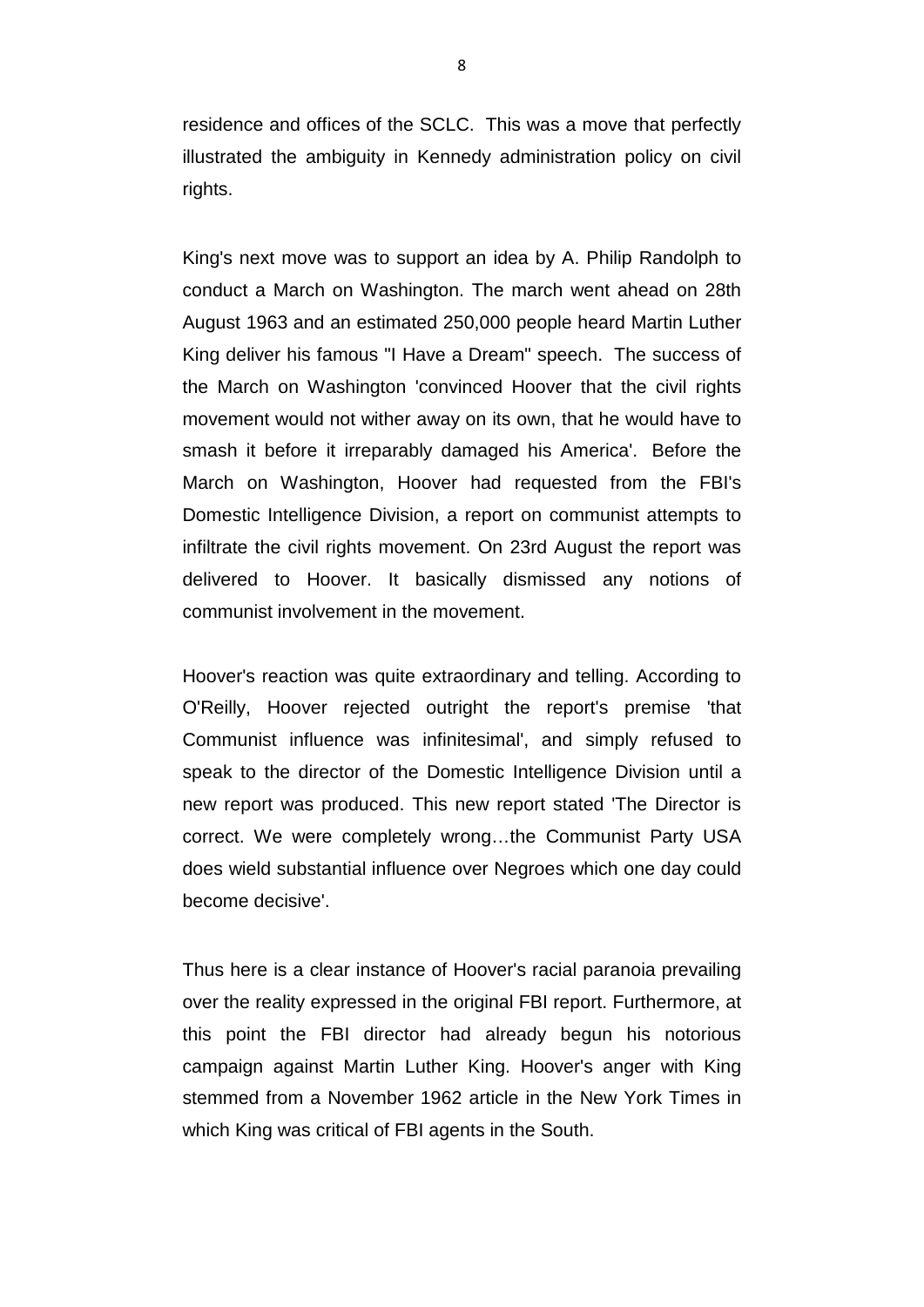residence and offices of the SCLC. This was a move that perfectly illustrated the ambiguity in Kennedy administration policy on civil rights.

King's next move was to support an idea by A. Philip Randolph to conduct a March on Washington. The march went ahead on 28th August 1963 and an estimated 250,000 people heard Martin Luther King deliver his famous "I Have a Dream" speech. The success of the March on Washington 'convinced Hoover that the civil rights movement would not wither away on its own, that he would have to smash it before it irreparably damaged his America'. Before the March on Washington, Hoover had requested from the FBI's Domestic Intelligence Division, a report on communist attempts to infiltrate the civil rights movement. On 23rd August the report was delivered to Hoover. It basically dismissed any notions of communist involvement in the movement.

Hoover's reaction was quite extraordinary and telling. According to O'Reilly, Hoover rejected outright the report's premise 'that Communist influence was infinitesimal', and simply refused to speak to the director of the Domestic Intelligence Division until a new report was produced. This new report stated 'The Director is correct. We were completely wrong…the Communist Party USA does wield substantial influence over Negroes which one day could become decisive'.

Thus here is a clear instance of Hoover's racial paranoia prevailing over the reality expressed in the original FBI report. Furthermore, at this point the FBI director had already begun his notorious campaign against Martin Luther King. Hoover's anger with King stemmed from a November 1962 article in the New York Times in which King was critical of FBI agents in the South.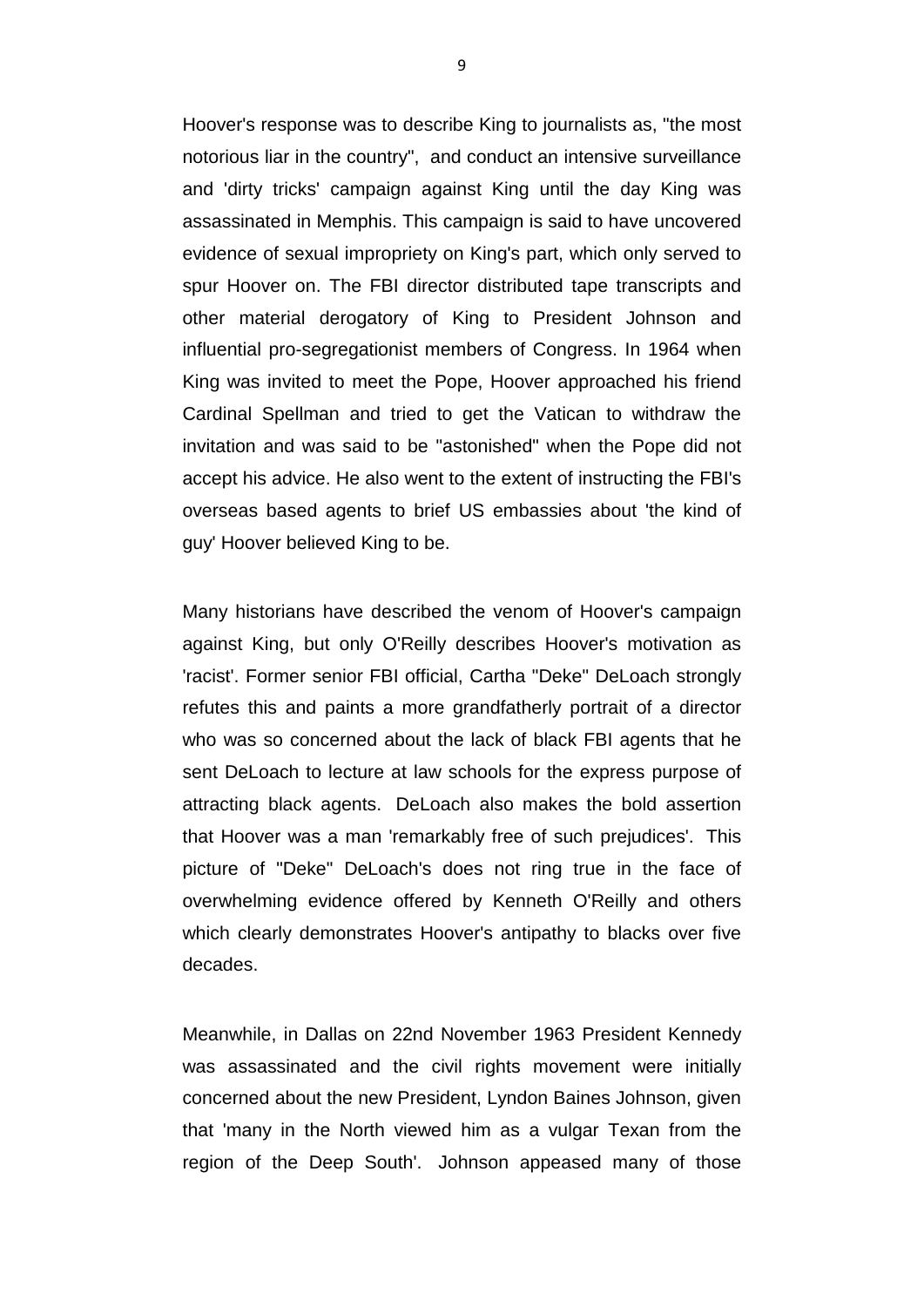Hoover's response was to describe King to journalists as, "the most notorious liar in the country", and conduct an intensive surveillance and 'dirty tricks' campaign against King until the day King was assassinated in Memphis. This campaign is said to have uncovered evidence of sexual impropriety on King's part, which only served to spur Hoover on. The FBI director distributed tape transcripts and other material derogatory of King to President Johnson and influential pro-segregationist members of Congress. In 1964 when King was invited to meet the Pope, Hoover approached his friend Cardinal Spellman and tried to get the Vatican to withdraw the invitation and was said to be "astonished" when the Pope did not accept his advice. He also went to the extent of instructing the FBI's overseas based agents to brief US embassies about 'the kind of guy' Hoover believed King to be.

Many historians have described the venom of Hoover's campaign against King, but only O'Reilly describes Hoover's motivation as 'racist'. Former senior FBI official, Cartha "Deke" DeLoach strongly refutes this and paints a more grandfatherly portrait of a director who was so concerned about the lack of black FBI agents that he sent DeLoach to lecture at law schools for the express purpose of attracting black agents. DeLoach also makes the bold assertion that Hoover was a man 'remarkably free of such prejudices'. This picture of "Deke" DeLoach's does not ring true in the face of overwhelming evidence offered by Kenneth O'Reilly and others which clearly demonstrates Hoover's antipathy to blacks over five decades.

Meanwhile, in Dallas on 22nd November 1963 President Kennedy was assassinated and the civil rights movement were initially concerned about the new President, Lyndon Baines Johnson, given that 'many in the North viewed him as a vulgar Texan from the region of the Deep South'. Johnson appeased many of those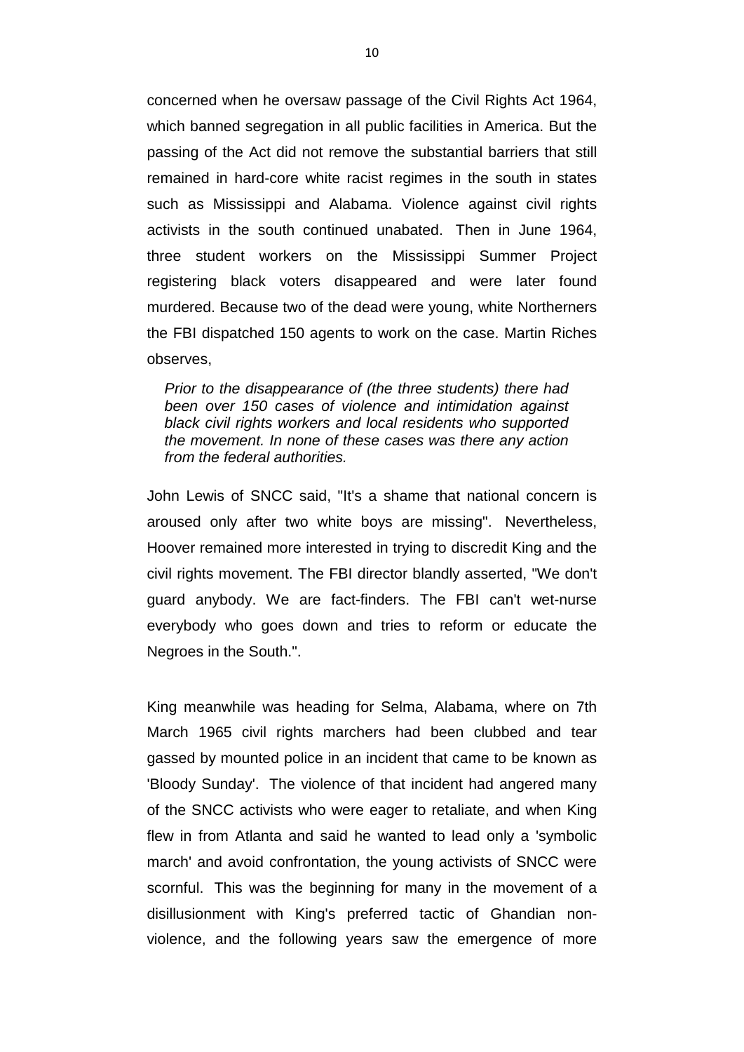concerned when he oversaw passage of the Civil Rights Act 1964, which banned segregation in all public facilities in America. But the passing of the Act did not remove the substantial barriers that still remained in hard-core white racist regimes in the south in states such as Mississippi and Alabama. Violence against civil rights activists in the south continued unabated. Then in June 1964, three student workers on the Mississippi Summer Project registering black voters disappeared and were later found murdered. Because two of the dead were young, white Northerners the FBI dispatched 150 agents to work on the case. Martin Riches observes,

> *Prior to the disappearance of (the three students) there had been over 150 cases of violence and intimidation against black civil rights workers and local residents who supported the movement. In none of these cases was there any action from the federal authorities.*

John Lewis of SNCC said, "It's a shame that national concern is aroused only after two white boys are missing". Nevertheless, Hoover remained more interested in trying to discredit King and the civil rights movement. The FBI director blandly asserted, "We don't guard anybody. We are fact-finders. The FBI can't wet-nurse everybody who goes down and tries to reform or educate the Negroes in the South.".

King meanwhile was heading for Selma, Alabama, where on 7th March 1965 civil rights marchers had been clubbed and tear gassed by mounted police in an incident that came to be known as 'Bloody Sunday'. The violence of that incident had angered many of the SNCC activists who were eager to retaliate, and when King flew in from Atlanta and said he wanted to lead only a 'symbolic march' and avoid confrontation, the young activists of SNCC were scornful. This was the beginning for many in the movement of a disillusionment with King's preferred tactic of Ghandian non-violence, and the following years saw the emergence of more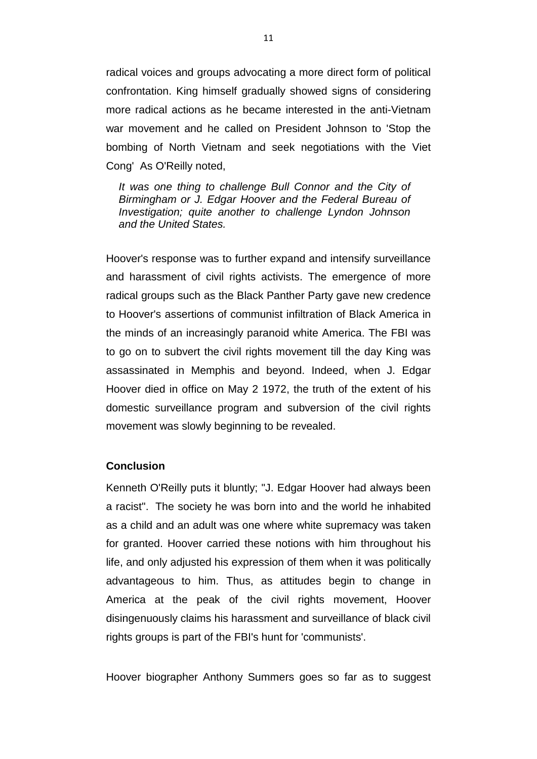radical voices and groups advocating a more direct form of political confrontation. King himself gradually showed signs of considering more radical actions as he became interested in the anti-Vietnam war movement and he called on President Johnson to 'Stop the bombing of North Vietnam and seek negotiations with the Viet Cong' As O'Reilly noted,

> *It was one thing to challenge Bull Connor and the City of Birmingham or J. Edgar Hoover and the Federal Bureau of Investigation; quite another to challenge Lyndon Johnson and the United States.*

Hoover's response was to further expand and intensify surveillance and harassment of civil rights activists. The emergence of more radical groups such as the Black Panther Party gave new credence to Hoover's assertions of communist infiltration of Black America in the minds of an increasingly paranoid white America. The FBI was to go on to subvert the civil rights movement till the day King was assassinated in Memphis and beyond. Indeed, when J. Edgar Hoover died in office on May 2 1972, the truth of the extent of his domestic surveillance program and subversion of the civil rights movement was slowly beginning to be revealed.

**Conclusion**

Kenneth O'Reilly puts it bluntly; "J. Edgar Hoover had always been a racist". The society he was born into and the world he inhabited as a child and an adult was one where white supremacy was taken for granted. Hoover carried these notions with him throughout his life, and only adjusted his expression of them when it was politically advantageous to him. Thus, as attitudes begin to change in America at the peak of the civil rights movement, Hoover disingenuously claims his harassment and surveillance of black civil rights groups is part of the FBI's hunt for 'communists'.

Hoover biographer Anthony Summers goes so far as to suggest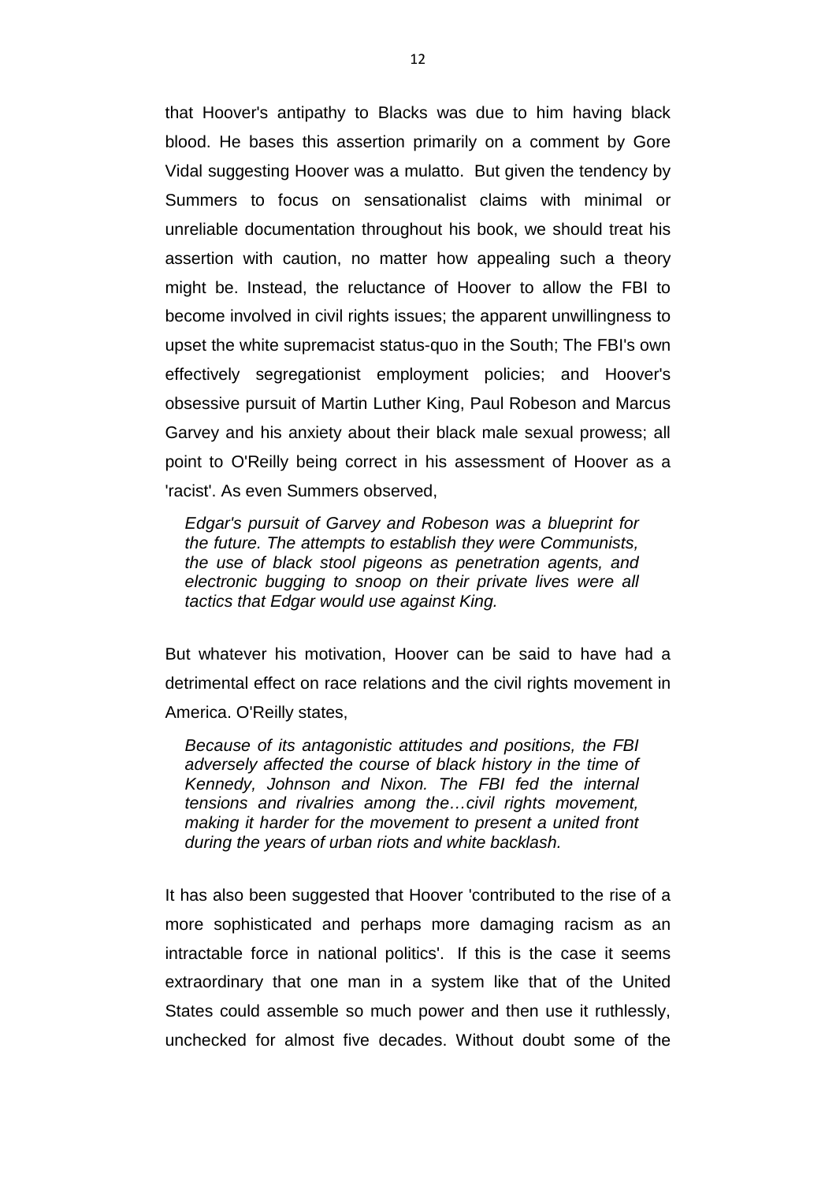that Hoover's antipathy to Blacks was due to him having black blood. He bases this assertion primarily on a comment by Gore Vidal suggesting Hoover was a mulatto. But given the tendency by Summers to focus on sensationalist claims with minimal or unreliable documentation throughout his book, we should treat his assertion with caution, no matter how appealing such a theory might be. Instead, the reluctance of Hoover to allow the FBI to become involved in civil rights issues; the apparent unwillingness to upset the white supremacist status-quo in the South; The FBI's own effectively segregationist employment policies; and Hoover's obsessive pursuit of Martin Luther King, Paul Robeson and Marcus Garvey and his anxiety about their black male sexual prowess; all point to O'Reilly being correct in his assessment of Hoover as a 'racist'. As even Summers observed,

> *Edgar's pursuit of Garvey and Robeson was a blueprint for the future. The attempts to establish they were Communists, the use of black stool pigeons as penetration agents, and electronic bugging to snoop on their private lives were all tactics that Edgar would use against King.*

But whatever his motivation, Hoover can be said to have had a detrimental effect on race relations and the civil rights movement in America. O'Reilly states,

> *Because of its antagonistic attitudes and positions, the FBI adversely affected the course of black history in the time of Kennedy, Johnson and Nixon. The FBI fed the internal tensions and rivalries among the…civil rights movement, making it harder for the movement to present a united front during the years of urban riots and white backlash.*

It has also been suggested that Hoover 'contributed to the rise of a more sophisticated and perhaps more damaging racism as an intractable force in national politics'. If this is the case it seems extraordinary that one man in a system like that of the United States could assemble so much power and then use it ruthlessly, unchecked for almost five decades. Without doubt some of the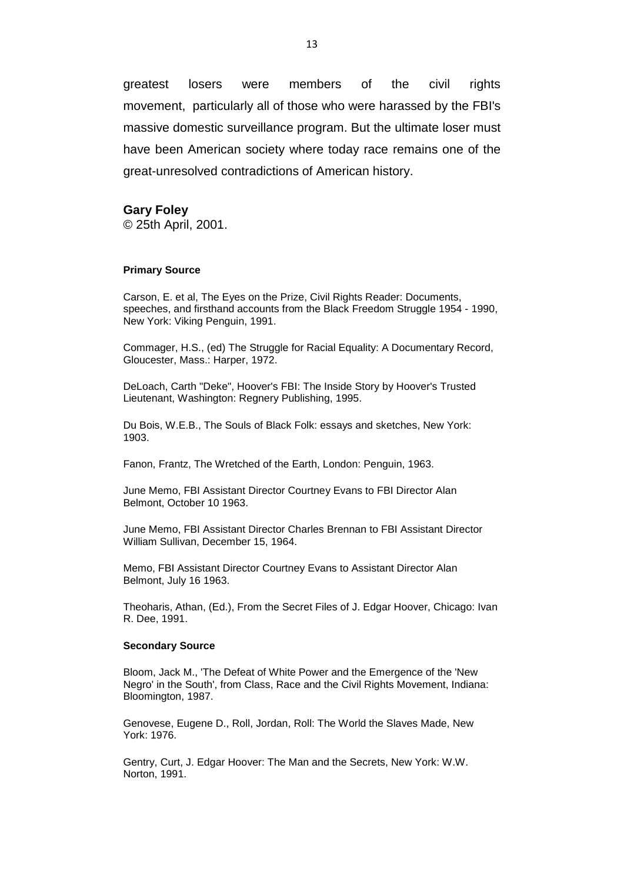greatest losers were members of the civil rights movement, particularly all of those who were harassed by the FBI's massive domestic surveillance program. But the ultimate loser must have been American society where today race remains one of the great-unresolved contradictions of American history.

**Gary Foley**
© 25th April, 2001.

#### Primary Source

Carson, E. et al, The Eyes on the Prize, Civil Rights Reader: Documents, speeches, and firsthand accounts from the Black Freedom Struggle 1954 - 1990, New York: Viking Penguin, 1991.

Commager, H.S., (ed) The Struggle for Racial Equality: A Documentary Record, Gloucester, Mass.: Harper, 1972.

DeLoach, Carth "Deke", Hoover's FBI: The Inside Story by Hoover's Trusted Lieutenant, Washington: Regnery Publishing, 1995.

Du Bois, W.E.B., The Souls of Black Folk: essays and sketches, New York: 1903.

Fanon, Frantz, The Wretched of the Earth, London: Penguin, 1963.

June Memo, FBI Assistant Director Courtney Evans to FBI Director Alan Belmont, October 10 1963.

June Memo, FBI Assistant Director Charles Brennan to FBI Assistant Director William Sullivan, December 15, 1964.

Memo, FBI Assistant Director Courtney Evans to Assistant Director Alan Belmont, July 16 1963.

Theoharis, Athan, (Ed.), From the Secret Files of J. Edgar Hoover, Chicago: Ivan R. Dee, 1991.

#### Secondary Source

Bloom, Jack M., 'The Defeat of White Power and the Emergence of the 'New Negro' in the South', from Class, Race and the Civil Rights Movement, Indiana: Bloomington, 1987.

Genovese, Eugene D., Roll, Jordan, Roll: The World the Slaves Made, New York: 1976.

Gentry, Curt, J. Edgar Hoover: The Man and the Secrets, New York: W.W. Norton, 1991.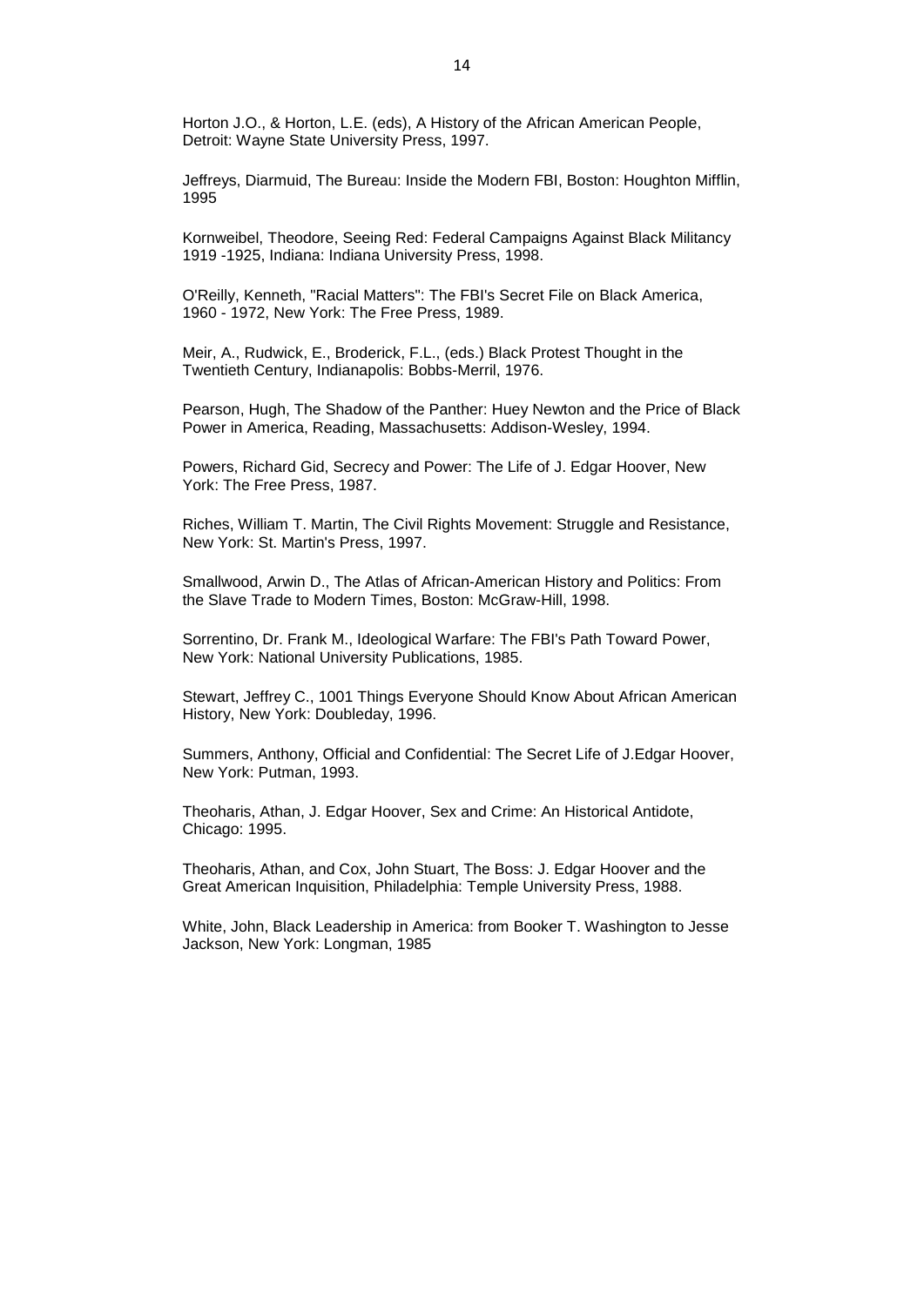Horton J.O., & Horton, L.E. (eds), A History of the African American People, Detroit: Wayne State University Press, 1997.

Jeffreys, Diarmuid, The Bureau: Inside the Modern FBI, Boston: Houghton Mifflin, 1995

Kornweibel, Theodore, Seeing Red: Federal Campaigns Against Black Militancy 1919 -1925, Indiana: Indiana University Press, 1998.

O'Reilly, Kenneth, "Racial Matters": The FBI's Secret File on Black America, 1960 - 1972, New York: The Free Press, 1989.

Meir, A., Rudwick, E., Broderick, F.L., (eds.) Black Protest Thought in the Twentieth Century, Indianapolis: Bobbs-Merril, 1976.

Pearson, Hugh, The Shadow of the Panther: Huey Newton and the Price of Black Power in America, Reading, Massachusetts: Addison-Wesley, 1994.

Powers, Richard Gid, Secrecy and Power: The Life of J. Edgar Hoover, New York: The Free Press, 1987.

Riches, William T. Martin, The Civil Rights Movement: Struggle and Resistance, New York: St. Martin's Press, 1997.

Smallwood, Arwin D., The Atlas of African-American History and Politics: From the Slave Trade to Modern Times, Boston: McGraw-Hill, 1998.

Sorrentino, Dr. Frank M., Ideological Warfare: The FBI's Path Toward Power, New York: National University Publications, 1985.

Stewart, Jeffrey C., 1001 Things Everyone Should Know About African American History, New York: Doubleday, 1996.

Summers, Anthony, Official and Confidential: The Secret Life of J.Edgar Hoover, New York: Putman, 1993.

Theoharis, Athan, J. Edgar Hoover, Sex and Crime: An Historical Antidote, Chicago: 1995.

Theoharis, Athan, and Cox, John Stuart, The Boss: J. Edgar Hoover and the Great American Inquisition, Philadelphia: Temple University Press, 1988.

White, John, Black Leadership in America: from Booker T. Washington to Jesse Jackson, New York: Longman, 1985